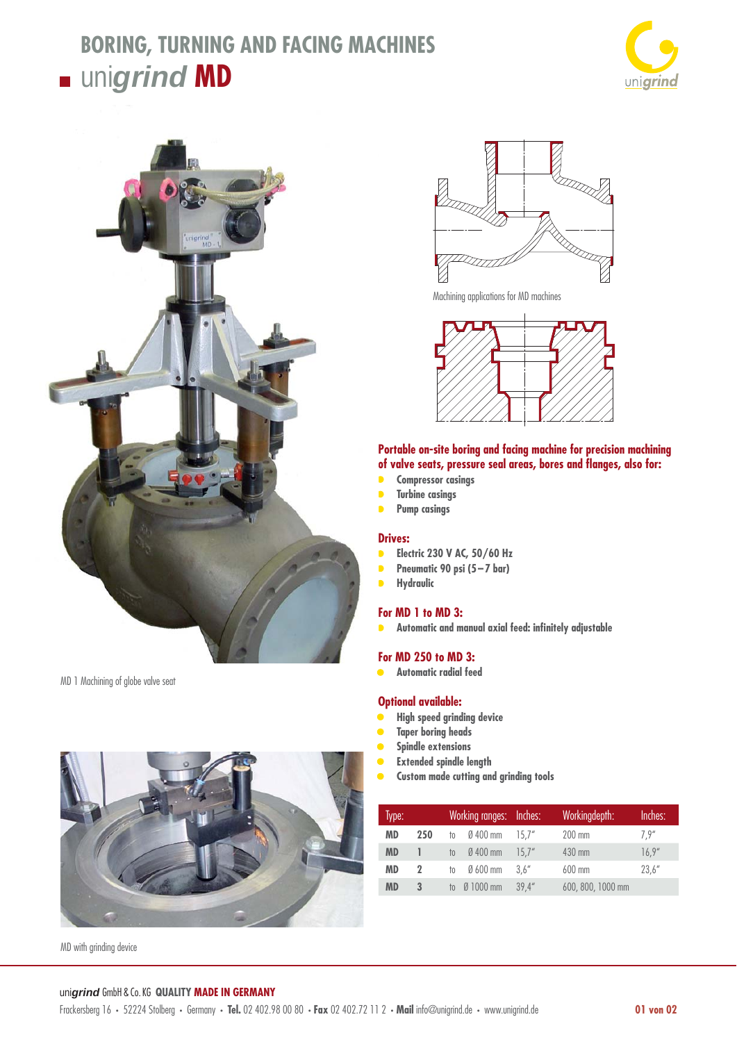# BORING, TURNING AND FACING MACHINES

## unigrind MD

MD 1 Machining of globe valve seat

MD with grinding device

Machining applications for MD machines

### Portable on-site boring and facing machine for precision machining of valve seats, pressure seal areas, bores and flanges, also for:

- Compressor casings
- Turbine casings
- Pump casings

### Drives:

- Electric 230 V AC, 50/60 Hz
- Pneumatic 90 psi (5 – 7 bar)
- Hydraulic

### For MD 1 to MD 3:

- Automatic and manual axial feed: infinitely adjustable

### For MD 250 to MD 3:

- Automatic radial feed

### Optional available:

- High speed grinding device
- Taper boring heads
- Spindle extensions
- Extended spindle length
- Custom made cutting and grinding tools

| Type: | | Working ranges: | | Inches: | Workingdepth: | Inches: |
|---|---|---|---|---|---|---|
| MD | 250 | to | Ø 400 mm | 15,7" | 200 mm | 7,9" |
| MD | 1 | to | Ø 400 mm | 15,7" | 430 mm | 16,9" |
| MD | 2 | to | Ø 600 mm | 3,6" | 600 mm | 23,6" |
| MD | 3 | to | Ø 1000 mm | 39,4" | 600, 800, 1000 mm | |

unigrind GmbH & Co. KG **QUALITY MADE IN GERMANY**

Frackersberg 16 • 52224 Stolberg • Germany • **Tel.** 02 402.98 00 80 • **Fax** 02 402.72 11 2 • **Mail** info@unigrind.de • www.unigrind.de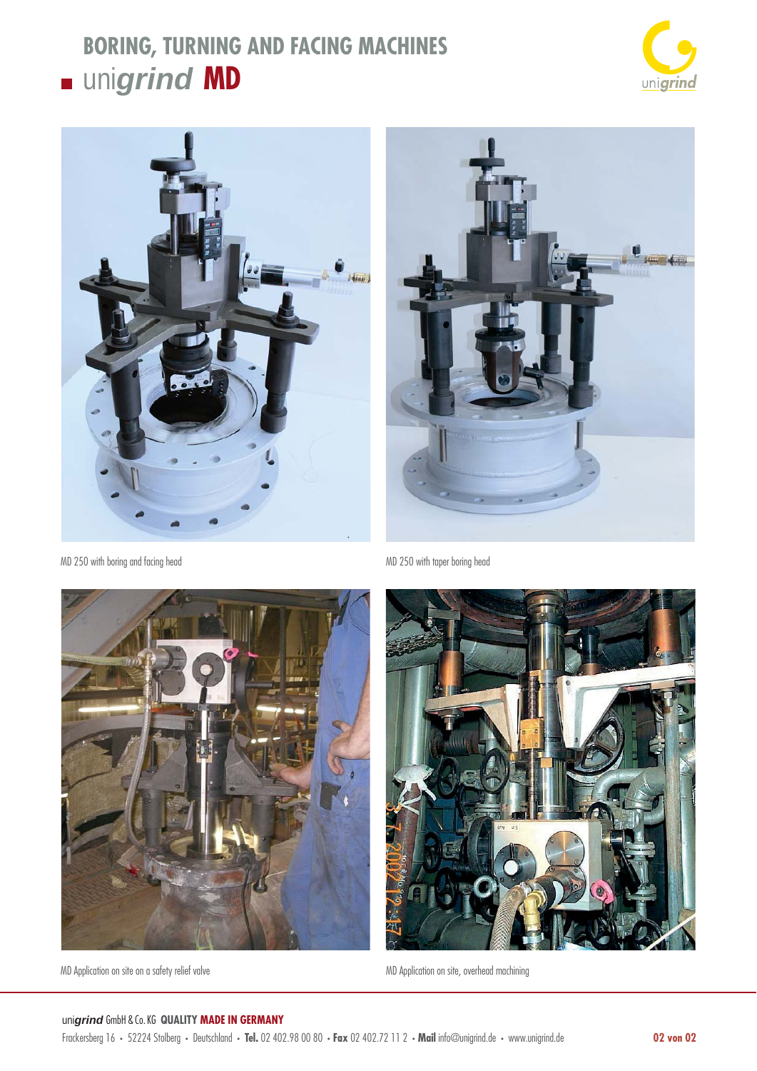# BORING, TURNING AND FACING MACHINES

## unigrind MD

MD 250 with boring and facing head

MD 250 with taper boring head

MD Application on site on a safety relief valve

MD Application on site, overhead machining

unigrind GmbH & Co. KG **QUALITY MADE IN GERMANY**

Frackersberg 16 • 52224 Stolberg • Deutschland • **Tel.** 02 402.98 00 80 • **Fax** 02 402.72 11 2 • **Mail** info@unigrind.de • www.unigrind.de